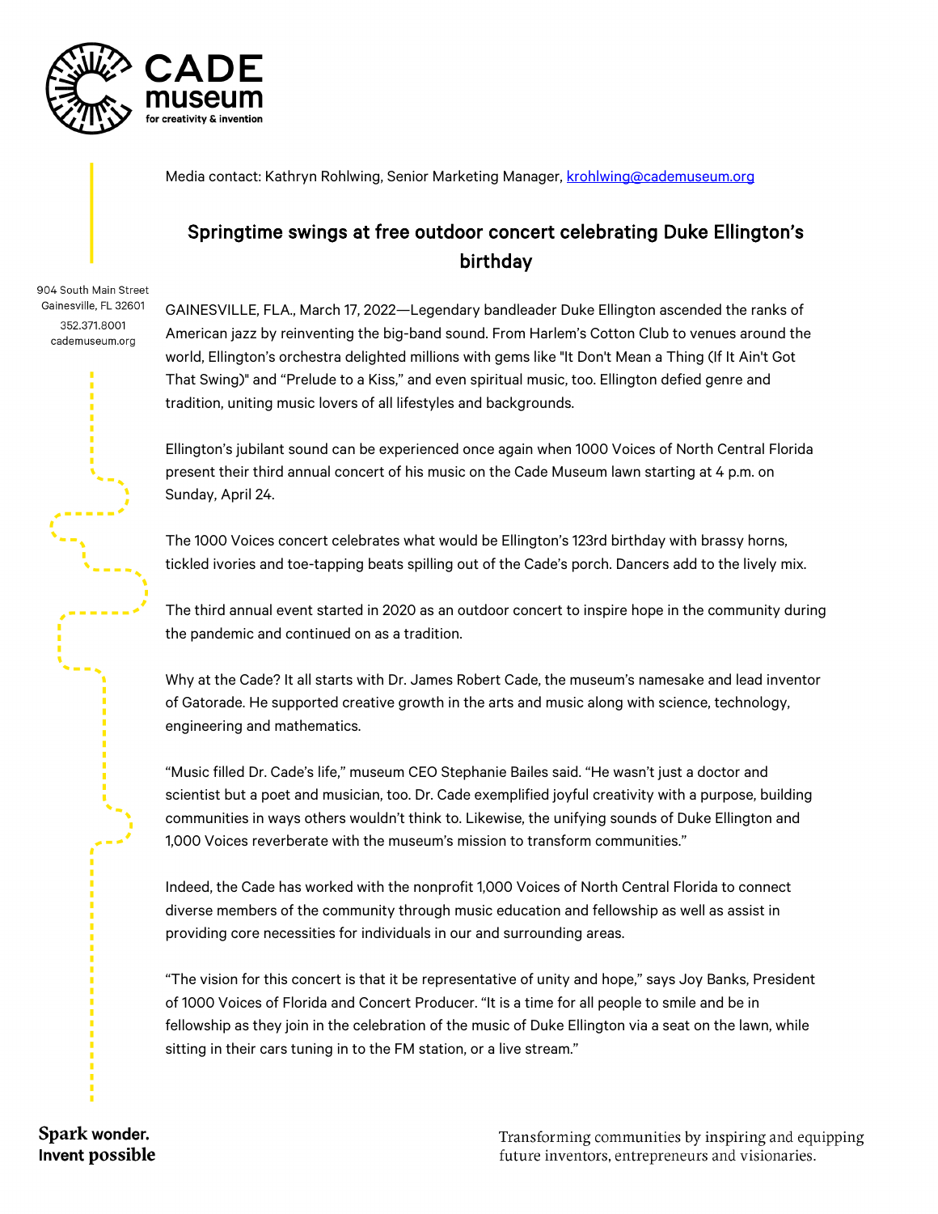**CADE museum for creativity & invention**

Media contact: Kathryn Rohlwing, Senior Marketing Manager, krohlwing@cademuseum.org

904 South Main Street
Gainesville, FL 32601
352.371.8001
cademuseum.org

## Springtime swings at free outdoor concert celebrating Duke Ellington's birthday

GAINESVILLE, FLA., March 17, 2022—Legendary bandleader Duke Ellington ascended the ranks of American jazz by reinventing the big-band sound. From Harlem's Cotton Club to venues around the world, Ellington's orchestra delighted millions with gems like "It Don't Mean a Thing (If It Ain't Got That Swing)" and "Prelude to a Kiss," and even spiritual music, too. Ellington defied genre and tradition, uniting music lovers of all lifestyles and backgrounds.

Ellington's jubilant sound can be experienced once again when 1000 Voices of North Central Florida present their third annual concert of his music on the Cade Museum lawn starting at 4 p.m. on Sunday, April 24.

The 1000 Voices concert celebrates what would be Ellington's 123rd birthday with brassy horns, tickled ivories and toe-tapping beats spilling out of the Cade's porch. Dancers add to the lively mix.

The third annual event started in 2020 as an outdoor concert to inspire hope in the community during the pandemic and continued on as a tradition.

Why at the Cade? It all starts with Dr. James Robert Cade, the museum's namesake and lead inventor of Gatorade. He supported creative growth in the arts and music along with science, technology, engineering and mathematics.

"Music filled Dr. Cade's life," museum CEO Stephanie Bailes said. "He wasn't just a doctor and scientist but a poet and musician, too. Dr. Cade exemplified joyful creativity with a purpose, building communities in ways others wouldn't think to. Likewise, the unifying sounds of Duke Ellington and 1,000 Voices reverberate with the museum's mission to transform communities."

Indeed, the Cade has worked with the nonprofit 1,000 Voices of North Central Florida to connect diverse members of the community through music education and fellowship as well as assist in providing core necessities for individuals in our and surrounding areas.

"The vision for this concert is that it be representative of unity and hope," says Joy Banks, President of 1000 Voices of Florida and Concert Producer. "It is a time for all people to smile and be in fellowship as they join in the celebration of the music of Duke Ellington via a seat on the lawn, while sitting in their cars tuning in to the FM station, or a live stream."

**Spark wonder. Invent possible**

Transforming communities by inspiring and equipping future inventors, entrepreneurs and visionaries.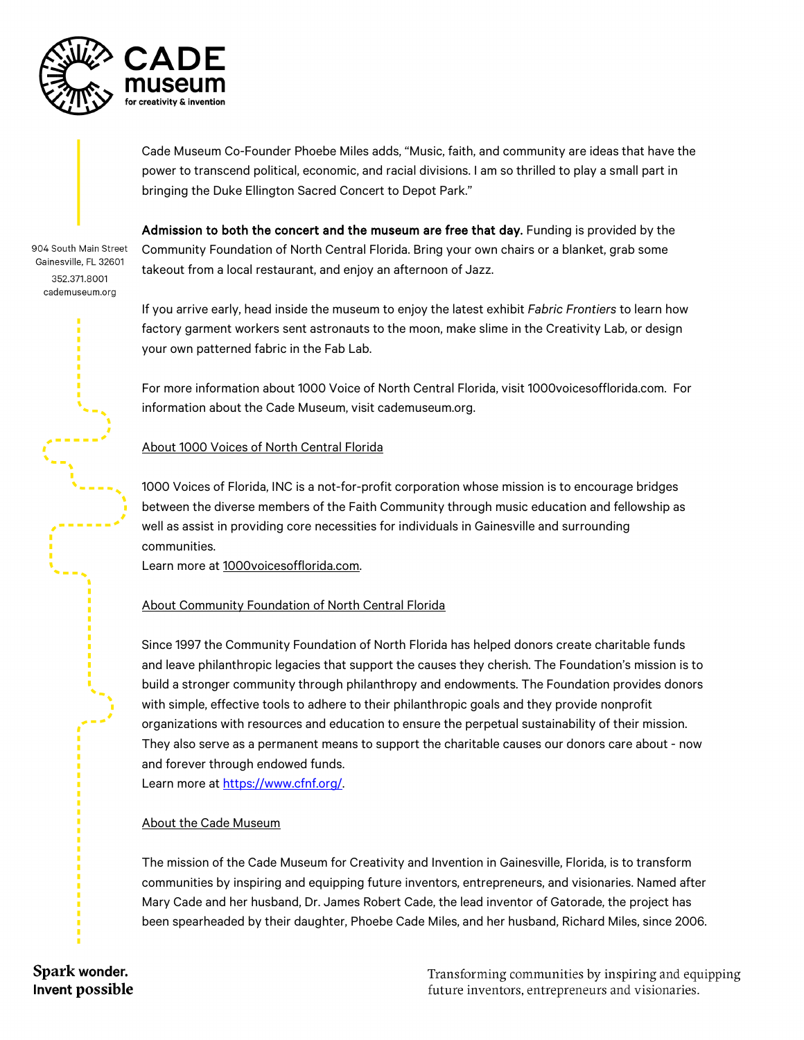Cade Museum Co-Founder Phoebe Miles adds, “Music, faith, and community are ideas that have the power to transcend political, economic, and racial divisions. I am so thrilled to play a small part in bringing the Duke Ellington Sacred Concert to Depot Park.”

**Admission to both the concert and the museum are free that day.** Funding is provided by the Community Foundation of North Central Florida. Bring your own chairs or a blanket, grab some takeout from a local restaurant, and enjoy an afternoon of Jazz.

If you arrive early, head inside the museum to enjoy the latest exhibit *Fabric Frontiers* to learn how factory garment workers sent astronauts to the moon, make slime in the Creativity Lab, or design your own patterned fabric in the Fab Lab.

For more information about 1000 Voice of North Central Florida, visit 1000voicesofflorida.com. For information about the Cade Museum, visit cademuseum.org.

## About 1000 Voices of North Central Florida

1000 Voices of Florida, INC is a not-for-profit corporation whose mission is to encourage bridges between the diverse members of the Faith Community through music education and fellowship as well as assist in providing core necessities for individuals in Gainesville and surrounding communities.
Learn more at 1000voicesofflorida.com.

## About Community Foundation of North Central Florida

Since 1997 the Community Foundation of North Florida has helped donors create charitable funds and leave philanthropic legacies that support the causes they cherish. The Foundation's mission is to build a stronger community through philanthropy and endowments. The Foundation provides donors with simple, effective tools to adhere to their philanthropic goals and they provide nonprofit organizations with resources and education to ensure the perpetual sustainability of their mission. They also serve as a permanent means to support the charitable causes our donors care about - now and forever through endowed funds.
Learn more at https://www.cfnf.org/.

## About the Cade Museum

The mission of the Cade Museum for Creativity and Invention in Gainesville, Florida, is to transform communities by inspiring and equipping future inventors, entrepreneurs, and visionaries. Named after Mary Cade and her husband, Dr. James Robert Cade, the lead inventor of Gatorade, the project has been spearheaded by their daughter, Phoebe Cade Miles, and her husband, Richard Miles, since 2006.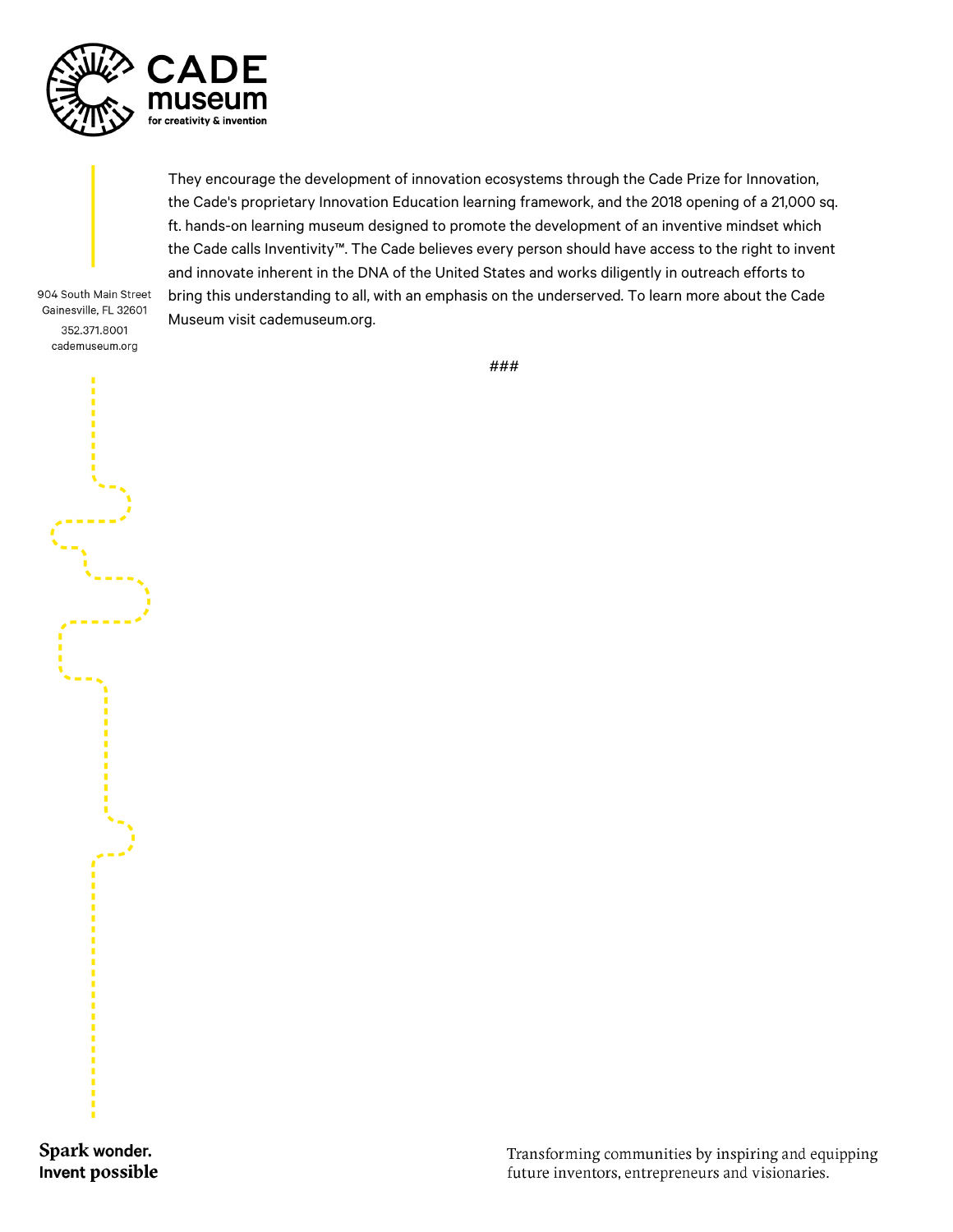They encourage the development of innovation ecosystems through the Cade Prize for Innovation, the Cade's proprietary Innovation Education learning framework, and the 2018 opening of a 21,000 sq. ft. hands-on learning museum designed to promote the development of an inventive mindset which the Cade calls Inventivity™. The Cade believes every person should have access to the right to invent and innovate inherent in the DNA of the United States and works diligently in outreach efforts to bring this understanding to all, with an emphasis on the underserved. To learn more about the Cade Museum visit cademuseum.org.

###